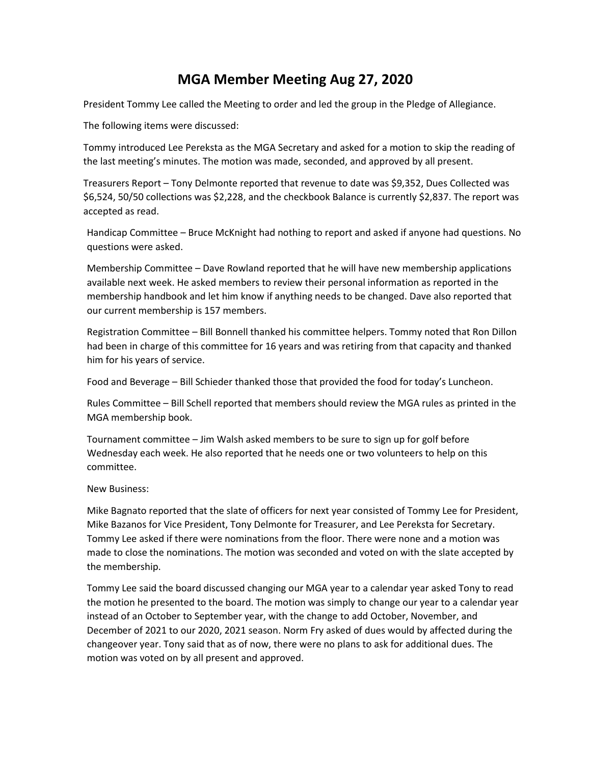# MGA Member Meeting Aug 27, 2020

President Tommy Lee called the Meeting to order and led the group in the Pledge of Allegiance.

The following items were discussed:

Tommy introduced Lee Pereksta as the MGA Secretary and asked for a motion to skip the reading of the last meeting's minutes. The motion was made, seconded, and approved by all present.

Treasurers Report – Tony Delmonte reported that revenue to date was $9,352, Dues Collected was $6,524, 50/50 collections was $2,228, and the checkbook Balance is currently $2,837. The report was accepted as read.

Handicap Committee – Bruce McKnight had nothing to report and asked if anyone had questions. No questions were asked.

Membership Committee – Dave Rowland reported that he will have new membership applications available next week. He asked members to review their personal information as reported in the membership handbook and let him know if anything needs to be changed. Dave also reported that our current membership is 157 members.

Registration Committee – Bill Bonnell thanked his committee helpers. Tommy noted that Ron Dillon had been in charge of this committee for 16 years and was retiring from that capacity and thanked him for his years of service.

Food and Beverage – Bill Schieder thanked those that provided the food for today's Luncheon.

Rules Committee – Bill Schell reported that members should review the MGA rules as printed in the MGA membership book.

Tournament committee – Jim Walsh asked members to be sure to sign up for golf before Wednesday each week. He also reported that he needs one or two volunteers to help on this committee.

New Business:

Mike Bagnato reported that the slate of officers for next year consisted of Tommy Lee for President, Mike Bazanos for Vice President, Tony Delmonte for Treasurer, and Lee Pereksta for Secretary. Tommy Lee asked if there were nominations from the floor. There were none and a motion was made to close the nominations. The motion was seconded and voted on with the slate accepted by the membership.

Tommy Lee said the board discussed changing our MGA year to a calendar year asked Tony to read the motion he presented to the board. The motion was simply to change our year to a calendar year instead of an October to September year, with the change to add October, November, and December of 2021 to our 2020, 2021 season. Norm Fry asked of dues would by affected during the changeover year. Tony said that as of now, there were no plans to ask for additional dues. The motion was voted on by all present and approved.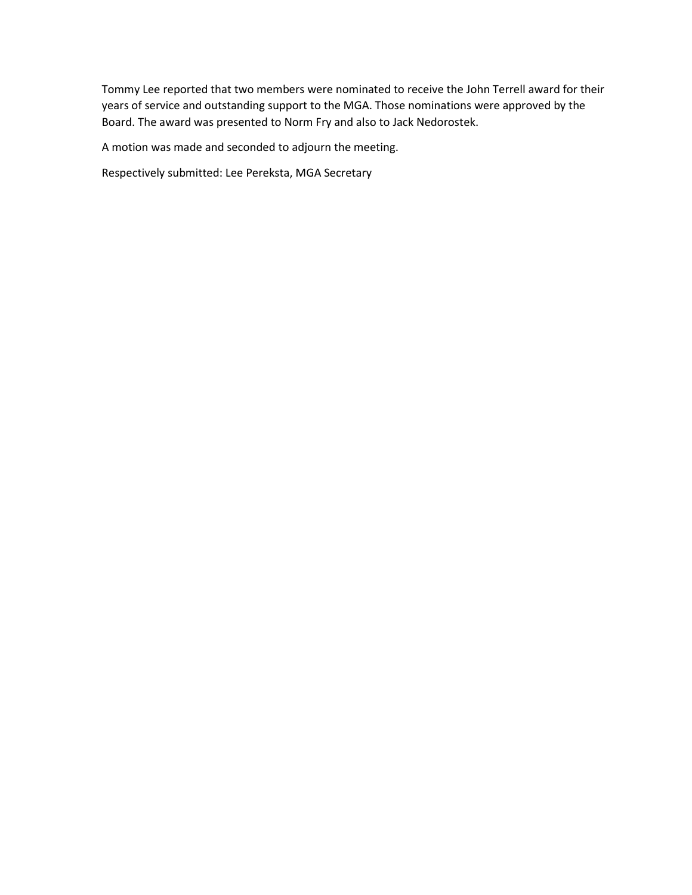Tommy Lee reported that two members were nominated to receive the John Terrell award for their years of service and outstanding support to the MGA. Those nominations were approved by the Board. The award was presented to Norm Fry and also to Jack Nedorostek.

A motion was made and seconded to adjourn the meeting.

Respectively submitted: Lee Pereksta, MGA Secretary